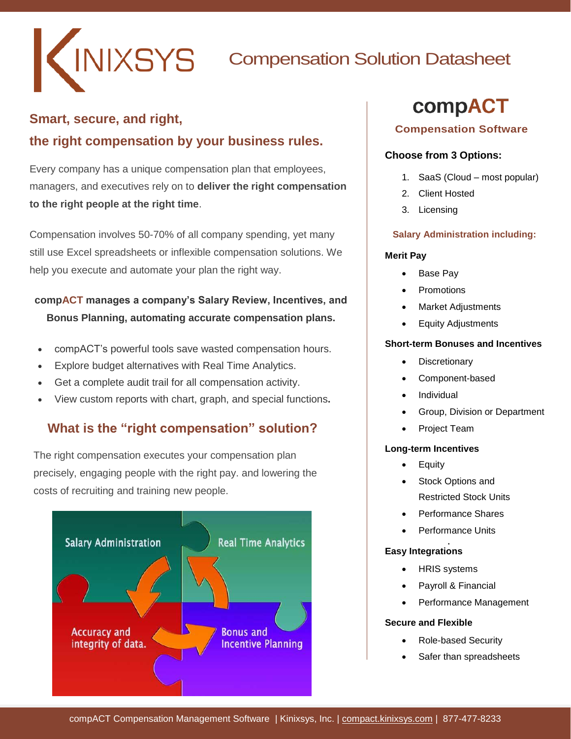KINIXSYS

# Compensation Solution Datasheet

## Smart, secure, and right, the right compensation by your business rules.

Every company has a unique compensation plan that employees, managers, and executives rely on to **deliver the right compensation to the right people at the right time**.

Compensation involves 50-70% of all company spending, yet many still use Excel spreadsheets or inflexible compensation solutions. We help you execute and automate your plan the right way.

**compACT manages a company's Salary Review, Incentives, and Bonus Planning, automating accurate compensation plans.**

- compACT's powerful tools save wasted compensation hours.
- Explore budget alternatives with Real Time Analytics.
- Get a complete audit trail for all compensation activity.
- View custom reports with chart, graph, and special functions.

## What is the "right compensation" solution?

The right compensation executes your compensation plan precisely, engaging people with the right pay. and lowering the costs of recruiting and training new people.

Salary Administration

Real Time Analytics

Accuracy and integrity of data.

Bonus and Incentive Planning

# compACT

## Compensation Software

**Choose from 3 Options:**

1. SaaS (Cloud – most popular)
2. Client Hosted
3. Licensing

### Salary Administration including:

**Merit Pay**

- Base Pay
- Promotions
- Market Adjustments
- Equity Adjustments

**Short-term Bonuses and Incentives**

- Discretionary
- Component-based
- Individual
- Group, Division or Department
- Project Team

**Long-term Incentives**

- Equity
- Stock Options and Restricted Stock Units
- Performance Shares
- Performance Units

**Easy Integrations**

- HRIS systems
- Payroll & Financial
- Performance Management

**Secure and Flexible**

- Role-based Security
- Safer than spreadsheets

compACT Compensation Management Software | Kinixsys, Inc. | compact.kinixsys.com | 877-477-8233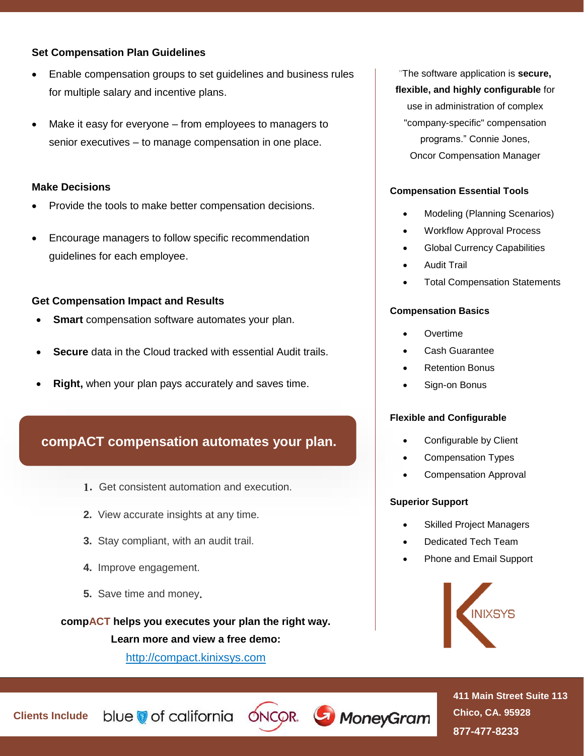### Set Compensation Plan Guidelines

- Enable compensation groups to set guidelines and business rules for multiple salary and incentive plans.
- Make it easy for everyone – from employees to managers to senior executives – to manage compensation in one place.

### Make Decisions

- Provide the tools to make better compensation decisions.
- Encourage managers to follow specific recommendation guidelines for each employee.

### Get Compensation Impact and Results

- **Smart** compensation software automates your plan.
- **Secure** data in the Cloud tracked with essential Audit trails.
- **Right,** when your plan pays accurately and saves time.

## compACT compensation automates your plan.

1. Get consistent automation and execution.
2. View accurate insights at any time.
3. Stay compliant, with an audit trail.
4. Improve engagement.
5. Save time and money.

**compACT helps you executes your plan the right way.**

**Learn more and view a free demo:**

http://compact.kinixsys.com

"The software application is **secure, flexible, and highly configurable** for use in administration of complex "company-specific" compensation programs." Connie Jones, Oncor Compensation Manager

### Compensation Essential Tools

- Modeling (Planning Scenarios)
- Workflow Approval Process
- Global Currency Capabilities
- Audit Trail
- Total Compensation Statements

### Compensation Basics

- Overtime
- Cash Guarantee
- Retention Bonus
- Sign-on Bonus

### Flexible and Configurable

- Configurable by Client
- Compensation Types
- Compensation Approval

### Superior Support

- Skilled Project Managers
- Dedicated Tech Team
- Phone and Email Support

KINIXSYS

**Clients Include** blue of california ONCOR MoneyGram

**411 Main Street Suite 113**
**Chico, CA. 95928**
**877-477-8233**